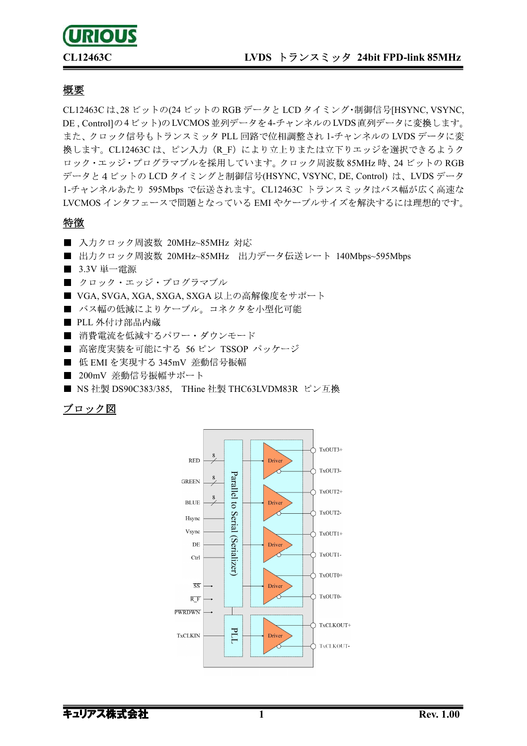# CL12463C　LVDS トランスミッタ 24bit FPD-link 85MHz

## 概要

CL12463C は､28 ビットの(24 ビットの RGB データと LCD タイミング･制御信号[HSYNC, VSYNC, DE , Control]の 4 ビット)の LVCMOS 並列データを 4-チャンネルの LVDS 直列データに変換します。また、クロック信号もトランスミッタ PLL 回路で位相調整され 1-チャンネルの LVDS データに変換します。CL12463C は、ピン入力（R_F）により立上りまたは立下りエッジを選択できるようクロック・エッジ・プログラマブルを採用しています。クロック周波数 85MHz 時、24 ビットの RGB データと 4 ビットの LCD タイミングと制御信号(HSYNC, VSYNC, DE, Control) は、LVDS データ 1-チャンネルあたり 595Mbps で伝送されます。CL12463C トランスミッタはバス幅が広く高速な LVCMOS インタフェースで問題となっている EMI やケーブルサイズを解決するには理想的です。

## 特徴

- 入力クロック周波数 20MHz~85MHz 対応
- 出力クロック周波数 20MHz~85MHz　出力データ伝送レート 140Mbps~595Mbps
- 3.3V 単一電源
- クロック・エッジ・プログラマブル
- VGA, SVGA, XGA, SXGA, SXGA 以上の高解像度をサポート
- バス幅の低減によりケーブル。コネクタを小型化可能
- PLL 外付け部品内蔵
- 消費電流を低減するパワー・ダウンモード
- 高密度実装を可能にする 56 ピン TSSOP パッケージ
- 低 EMI を実現する 345mV 差動信号振幅
- 200mV 差動信号振幅サポート
- NS 社製 DS90C383/385,　THine 社製 THC63LVDM83R ピン互換

## ブロック図

RED (8), GREEN (8), BLUE (8), Hsync, Vsync, DE, Ctrl, SS, R_F, PWRDWN, TxCLKIN

Parallel to Serial (Serializer)

PLL

Driver ×5

TxOUT3+, TxOUT3-, TxOUT2+, TxOUT2-, TxOUT1+, TxOUT1-, TxOUT0+, TxOUT0-, TxCLKOUT+, TxCLKOUT-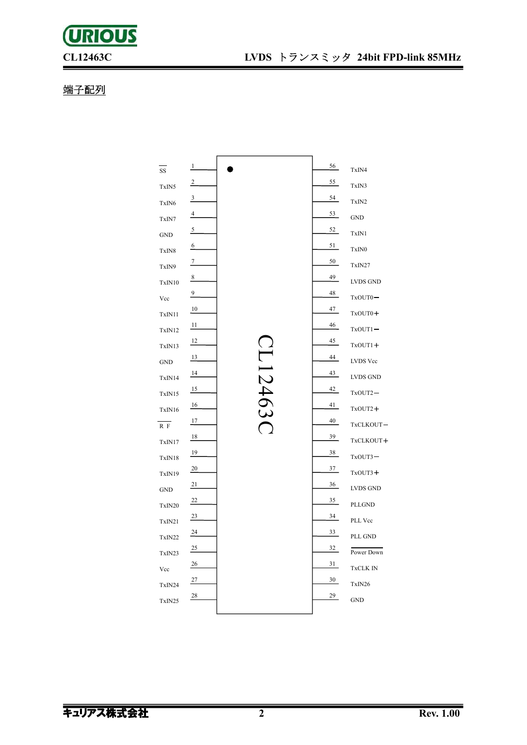端子配列

| Pin | Name | Pin | Name |
|---|---|---|---|
| 1 | $\overline{SS}$ | 56 | TxIN4 |
| 2 | TxIN5 | 55 | TxIN3 |
| 3 | TxIN6 | 54 | TxIN2 |
| 4 | TxIN7 | 53 | GND |
| 5 | GND | 52 | TxIN1 |
| 6 | TxIN8 | 51 | TxIN0 |
| 7 | TxIN9 | 50 | TxIN27 |
| 8 | TxIN10 | 49 | LVDS GND |
| 9 | Vcc | 48 | TxOUT0− |
| 10 | TxIN11 | 47 | TxOUT0＋ |
| 11 | TxIN12 | 46 | TxOUT1− |
| 12 | TxIN13 | 45 | TxOUT1＋ |
| 13 | GND | 44 | LVDS Vcc |
| 14 | TxIN14 | 43 | LVDS GND |
| 15 | TxIN15 | 42 | TxOUT2− |
| 16 | TxIN16 | 41 | TxOUT2＋ |
| 17 | $\overline{R\ F}$ | 40 | TxCLKOUT− |
| 18 | TxIN17 | 39 | TxCLKOUT＋ |
| 19 | TxIN18 | 38 | TxOUT3− |
| 20 | TxIN19 | 37 | TxOUT3＋ |
| 21 | GND | 36 | LVDS GND |
| 22 | TxIN20 | 35 | PLLGND |
| 23 | TxIN21 | 34 | PLL Vcc |
| 24 | TxIN22 | 33 | PLL GND |
| 25 | TxIN23 | 32 | $\overline{\text{Power Down}}$ |
| 26 | Vcc | 31 | TxCLK IN |
| 27 | TxIN24 | 30 | TxIN26 |
| 28 | TxIN25 | 29 | GND |

CL12463C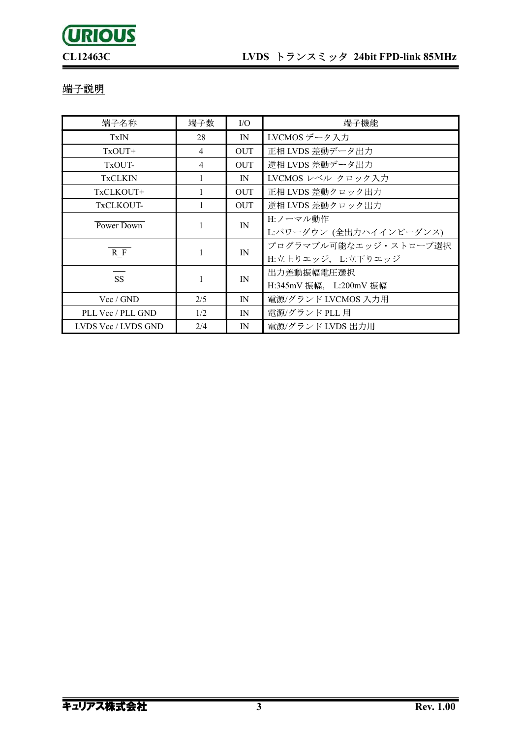## 端子説明

| 端子名称 | 端子数 | I/O | 端子機能 |
|---|---|---|---|
| TxIN | 28 | IN | LVCMOS データ入力 |
| TxOUT+ | 4 | OUT | 正相 LVDS 差動データ出力 |
| TxOUT- | 4 | OUT | 逆相 LVDS 差動データ出力 |
| TxCLKIN | 1 | IN | LVCMOS レベル クロック入力 |
| TxCLKOUT+ | 1 | OUT | 正相 LVDS 差動クロック出力 |
| TxCLKOUT- | 1 | OUT | 逆相 LVDS 差動クロック出力 |
| $\overline{\text{Power Down}}$ | 1 | IN | H:ノーマル動作<br>L:パワーダウン (全出力ハイインピーダンス) |
| $\overline{\text{R\_F}}$ | 1 | IN | プログラマブル可能なエッジ・ストローブ選択<br>H:立上りエッジ, L:立下りエッジ |
| $\overline{\text{SS}}$ | 1 | IN | 出力差動振幅電圧選択<br>H:345mV 振幅, L:200mV 振幅 |
| Vcc / GND | 2/5 | IN | 電源/グランド LVCMOS 入力用 |
| PLL Vcc / PLL GND | 1/2 | IN | 電源/グランド PLL 用 |
| LVDS Vcc / LVDS GND | 2/4 | IN | 電源/グランド LVDS 出力用 |